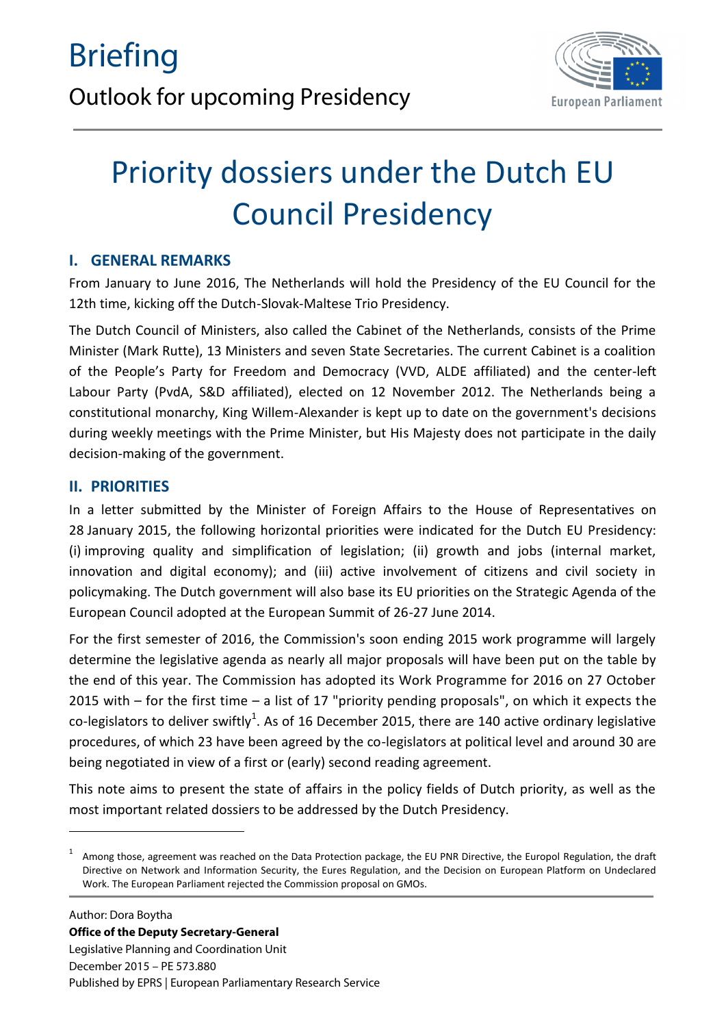Briefing

Outlook for upcoming Presidency

# Priority dossiers under the Dutch EU Council Presidency

## I. GENERAL REMARKS

From January to June 2016, The Netherlands will hold the Presidency of the EU Council for the 12th time, kicking off the Dutch-Slovak-Maltese Trio Presidency.

The Dutch Council of Ministers, also called the Cabinet of the Netherlands, consists of the Prime Minister (Mark Rutte), 13 Ministers and seven State Secretaries. The current Cabinet is a coalition of the People's Party for Freedom and Democracy (VVD, ALDE affiliated) and the center-left Labour Party (PvdA, S&D affiliated), elected on 12 November 2012. The Netherlands being a constitutional monarchy, King Willem-Alexander is kept up to date on the government's decisions during weekly meetings with the Prime Minister, but His Majesty does not participate in the daily decision-making of the government.

## II. PRIORITIES

In a letter submitted by the Minister of Foreign Affairs to the House of Representatives on 28 January 2015, the following horizontal priorities were indicated for the Dutch EU Presidency: (i) improving quality and simplification of legislation; (ii) growth and jobs (internal market, innovation and digital economy); and (iii) active involvement of citizens and civil society in policymaking. The Dutch government will also base its EU priorities on the Strategic Agenda of the European Council adopted at the European Summit of 26-27 June 2014.

For the first semester of 2016, the Commission's soon ending 2015 work programme will largely determine the legislative agenda as nearly all major proposals will have been put on the table by the end of this year. The Commission has adopted its Work Programme for 2016 on 27 October 2015 with – for the first time – a list of 17 "priority pending proposals", on which it expects the co-legislators to deliver swiftly[1]. As of 16 December 2015, there are 140 active ordinary legislative procedures, of which 23 have been agreed by the co-legislators at political level and around 30 are being negotiated in view of a first or (early) second reading agreement.

This note aims to present the state of affairs in the policy fields of Dutch priority, as well as the most important related dossiers to be addressed by the Dutch Presidency.

[1] Among those, agreement was reached on the Data Protection package, the EU PNR Directive, the Europol Regulation, the draft Directive on Network and Information Security, the Eures Regulation, and the Decision on European Platform on Undeclared Work. The European Parliament rejected the Commission proposal on GMOs.

Author: Dora Boytha

**Office of the Deputy Secretary-General**

Legislative Planning and Coordination Unit

December 2015 – PE 573.880

Published by EPRS | European Parliamentary Research Service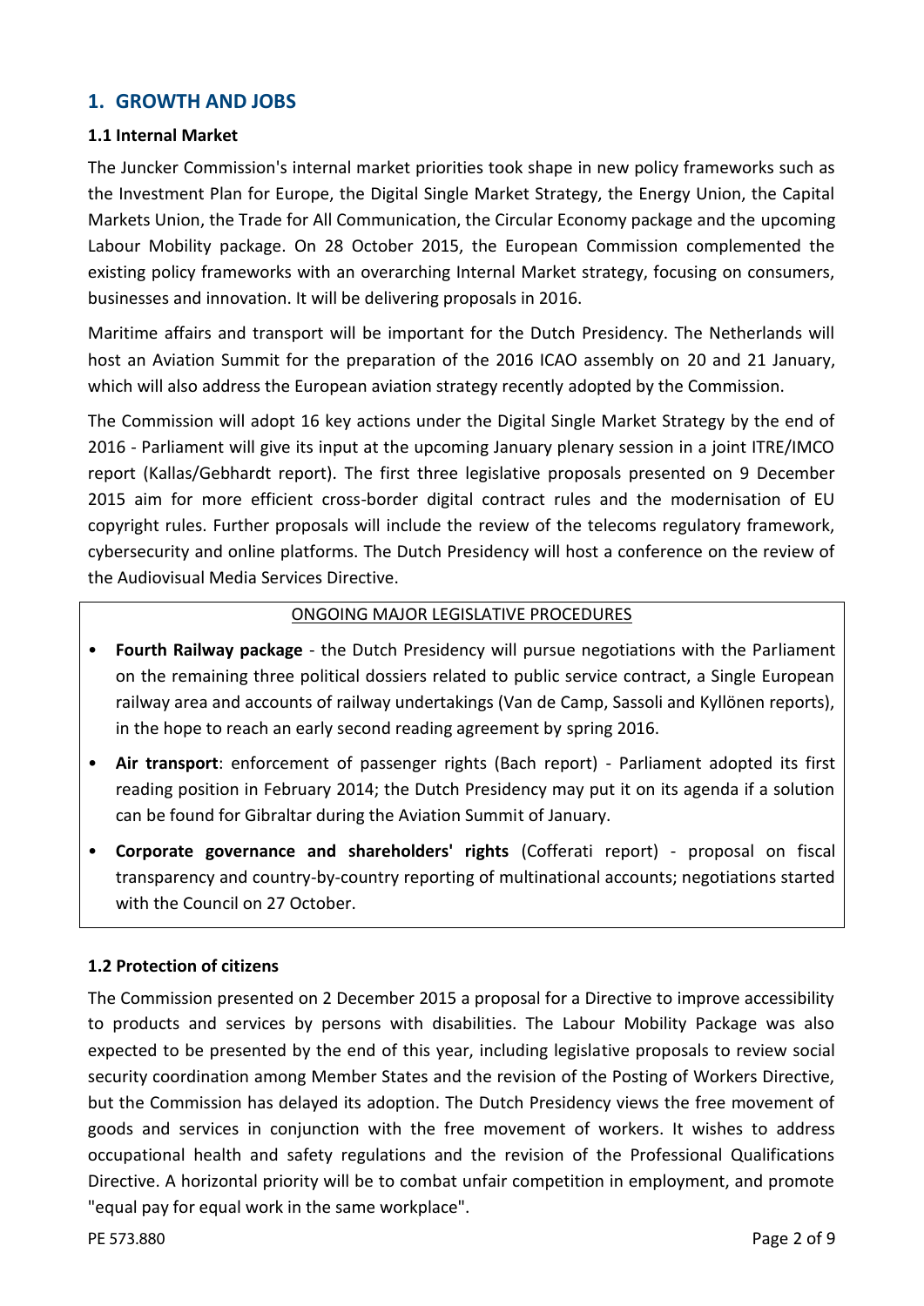## 1. GROWTH AND JOBS

### 1.1 Internal Market

The Juncker Commission's internal market priorities took shape in new policy frameworks such as the Investment Plan for Europe, the Digital Single Market Strategy, the Energy Union, the Capital Markets Union, the Trade for All Communication, the Circular Economy package and the upcoming Labour Mobility package. On 28 October 2015, the European Commission complemented the existing policy frameworks with an overarching Internal Market strategy, focusing on consumers, businesses and innovation. It will be delivering proposals in 2016.

Maritime affairs and transport will be important for the Dutch Presidency. The Netherlands will host an Aviation Summit for the preparation of the 2016 ICAO assembly on 20 and 21 January, which will also address the European aviation strategy recently adopted by the Commission.

The Commission will adopt 16 key actions under the Digital Single Market Strategy by the end of 2016 - Parliament will give its input at the upcoming January plenary session in a joint ITRE/IMCO report (Kallas/Gebhardt report). The first three legislative proposals presented on 9 December 2015 aim for more efficient cross-border digital contract rules and the modernisation of EU copyright rules. Further proposals will include the review of the telecoms regulatory framework, cybersecurity and online platforms. The Dutch Presidency will host a conference on the review of the Audiovisual Media Services Directive.

<u>ONGOING MAJOR LEGISLATIVE PROCEDURES</u>

- **Fourth Railway package** - the Dutch Presidency will pursue negotiations with the Parliament on the remaining three political dossiers related to public service contract, a Single European railway area and accounts of railway undertakings (Van de Camp, Sassoli and Kyllönen reports), in the hope to reach an early second reading agreement by spring 2016.
- **Air transport**: enforcement of passenger rights (Bach report) - Parliament adopted its first reading position in February 2014; the Dutch Presidency may put it on its agenda if a solution can be found for Gibraltar during the Aviation Summit of January.
- **Corporate governance and shareholders' rights** (Cofferati report) - proposal on fiscal transparency and country-by-country reporting of multinational accounts; negotiations started with the Council on 27 October.

### 1.2 Protection of citizens

The Commission presented on 2 December 2015 a proposal for a Directive to improve accessibility to products and services by persons with disabilities. The Labour Mobility Package was also expected to be presented by the end of this year, including legislative proposals to review social security coordination among Member States and the revision of the Posting of Workers Directive, but the Commission has delayed its adoption. The Dutch Presidency views the free movement of goods and services in conjunction with the free movement of workers. It wishes to address occupational health and safety regulations and the revision of the Professional Qualifications Directive. A horizontal priority will be to combat unfair competition in employment, and promote "equal pay for equal work in the same workplace".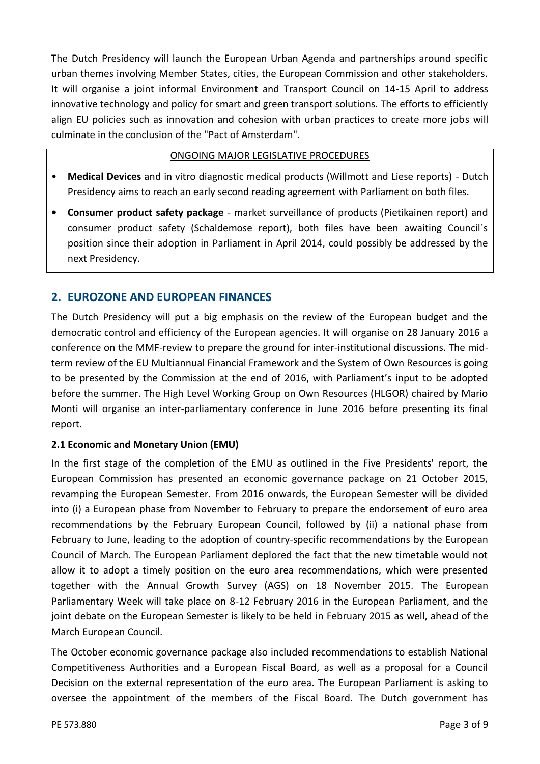The Dutch Presidency will launch the European Urban Agenda and partnerships around specific urban themes involving Member States, cities, the European Commission and other stakeholders. It will organise a joint informal Environment and Transport Council on 14-15 April to address innovative technology and policy for smart and green transport solutions. The efforts to efficiently align EU policies such as innovation and cohesion with urban practices to create more jobs will culminate in the conclusion of the "Pact of Amsterdam".

ONGOING MAJOR LEGISLATIVE PROCEDURES

- **Medical Devices** and in vitro diagnostic medical products (Willmott and Liese reports) - Dutch Presidency aims to reach an early second reading agreement with Parliament on both files.
- **Consumer product safety package** - market surveillance of products (Pietikainen report) and consumer product safety (Schaldemose report), both files have been awaiting Council´s position since their adoption in Parliament in April 2014, could possibly be addressed by the next Presidency.

## 2. EUROZONE AND EUROPEAN FINANCES

The Dutch Presidency will put a big emphasis on the review of the European budget and the democratic control and efficiency of the European agencies. It will organise on 28 January 2016 a conference on the MMF-review to prepare the ground for inter-institutional discussions. The mid-term review of the EU Multiannual Financial Framework and the System of Own Resources is going to be presented by the Commission at the end of 2016, with Parliament's input to be adopted before the summer. The High Level Working Group on Own Resources (HLGOR) chaired by Mario Monti will organise an inter-parliamentary conference in June 2016 before presenting its final report.

### 2.1 Economic and Monetary Union (EMU)

In the first stage of the completion of the EMU as outlined in the Five Presidents' report, the European Commission has presented an economic governance package on 21 October 2015, revamping the European Semester. From 2016 onwards, the European Semester will be divided into (i) a European phase from November to February to prepare the endorsement of euro area recommendations by the February European Council, followed by (ii) a national phase from February to June, leading to the adoption of country-specific recommendations by the European Council of March. The European Parliament deplored the fact that the new timetable would not allow it to adopt a timely position on the euro area recommendations, which were presented together with the Annual Growth Survey (AGS) on 18 November 2015. The European Parliamentary Week will take place on 8-12 February 2016 in the European Parliament, and the joint debate on the European Semester is likely to be held in February 2015 as well, ahead of the March European Council.

The October economic governance package also included recommendations to establish National Competitiveness Authorities and a European Fiscal Board, as well as a proposal for a Council Decision on the external representation of the euro area. The European Parliament is asking to oversee the appointment of the members of the Fiscal Board. The Dutch government has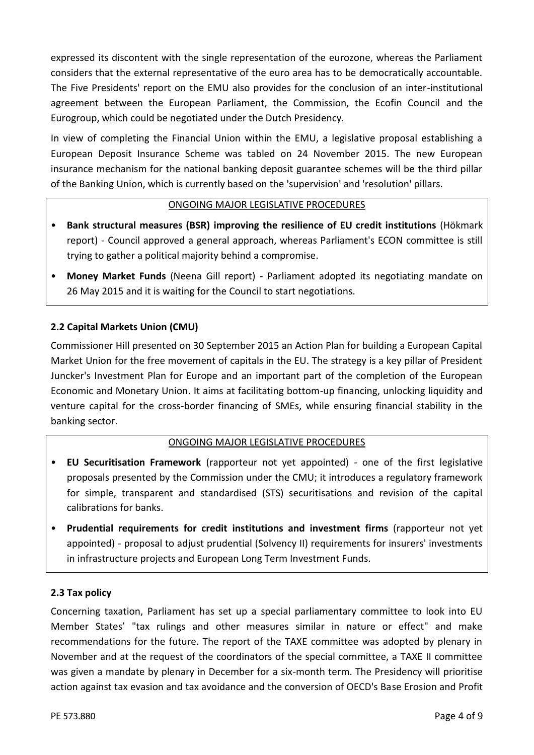expressed its discontent with the single representation of the eurozone, whereas the Parliament considers that the external representative of the euro area has to be democratically accountable. The Five Presidents' report on the EMU also provides for the conclusion of an inter-institutional agreement between the European Parliament, the Commission, the Ecofin Council and the Eurogroup, which could be negotiated under the Dutch Presidency.

In view of completing the Financial Union within the EMU, a legislative proposal establishing a European Deposit Insurance Scheme was tabled on 24 November 2015. The new European insurance mechanism for the national banking deposit guarantee schemes will be the third pillar of the Banking Union, which is currently based on the 'supervision' and 'resolution' pillars.

ONGOING MAJOR LEGISLATIVE PROCEDURES

- **Bank structural measures (BSR) improving the resilience of EU credit institutions** (Hökmark report) - Council approved a general approach, whereas Parliament's ECON committee is still trying to gather a political majority behind a compromise.
- **Money Market Funds** (Neena Gill report) - Parliament adopted its negotiating mandate on 26 May 2015 and it is waiting for the Council to start negotiations.

### 2.2 Capital Markets Union (CMU)

Commissioner Hill presented on 30 September 2015 an Action Plan for building a European Capital Market Union for the free movement of capitals in the EU. The strategy is a key pillar of President Juncker's Investment Plan for Europe and an important part of the completion of the European Economic and Monetary Union. It aims at facilitating bottom-up financing, unlocking liquidity and venture capital for the cross-border financing of SMEs, while ensuring financial stability in the banking sector.

ONGOING MAJOR LEGISLATIVE PROCEDURES

- **EU Securitisation Framework** (rapporteur not yet appointed) - one of the first legislative proposals presented by the Commission under the CMU; it introduces a regulatory framework for simple, transparent and standardised (STS) securitisations and revision of the capital calibrations for banks.
- **Prudential requirements for credit institutions and investment firms** (rapporteur not yet appointed) - proposal to adjust prudential (Solvency II) requirements for insurers' investments in infrastructure projects and European Long Term Investment Funds.

### 2.3 Tax policy

Concerning taxation, Parliament has set up a special parliamentary committee to look into EU Member States' "tax rulings and other measures similar in nature or effect" and make recommendations for the future. The report of the TAXE committee was adopted by plenary in November and at the request of the coordinators of the special committee, a TAXE II committee was given a mandate by plenary in December for a six-month term. The Presidency will prioritise action against tax evasion and tax avoidance and the conversion of OECD's Base Erosion and Profit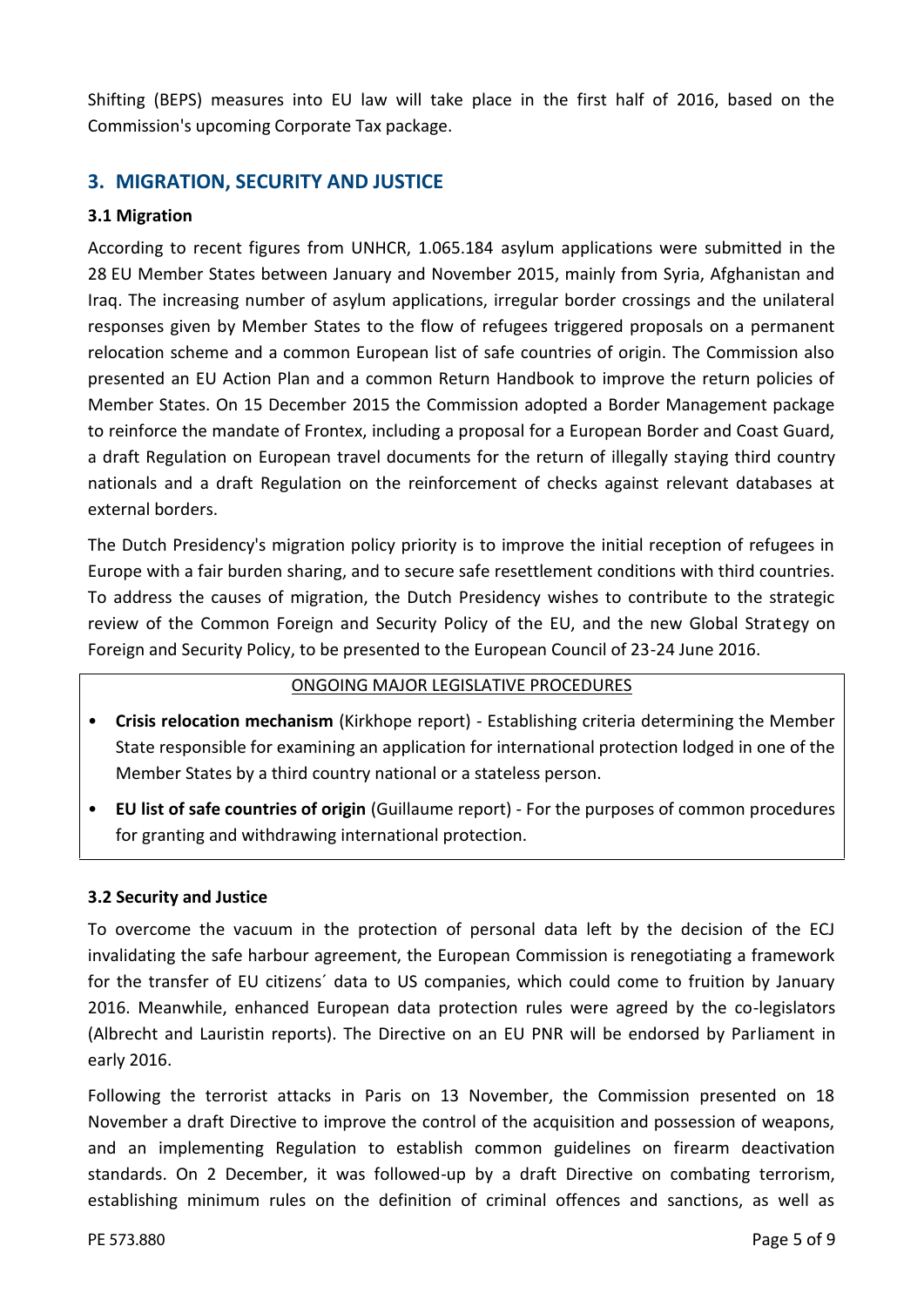Shifting (BEPS) measures into EU law will take place in the first half of 2016, based on the Commission's upcoming Corporate Tax package.

## 3. MIGRATION, SECURITY AND JUSTICE

### 3.1 Migration

According to recent figures from UNHCR, 1.065.184 asylum applications were submitted in the 28 EU Member States between January and November 2015, mainly from Syria, Afghanistan and Iraq. The increasing number of asylum applications, irregular border crossings and the unilateral responses given by Member States to the flow of refugees triggered proposals on a permanent relocation scheme and a common European list of safe countries of origin. The Commission also presented an EU Action Plan and a common Return Handbook to improve the return policies of Member States. On 15 December 2015 the Commission adopted a Border Management package to reinforce the mandate of Frontex, including a proposal for a European Border and Coast Guard, a draft Regulation on European travel documents for the return of illegally staying third country nationals and a draft Regulation on the reinforcement of checks against relevant databases at external borders.

The Dutch Presidency's migration policy priority is to improve the initial reception of refugees in Europe with a fair burden sharing, and to secure safe resettlement conditions with third countries. To address the causes of migration, the Dutch Presidency wishes to contribute to the strategic review of the Common Foreign and Security Policy of the EU, and the new Global Strategy on Foreign and Security Policy, to be presented to the European Council of 23-24 June 2016.

ONGOING MAJOR LEGISLATIVE PROCEDURES

- **Crisis relocation mechanism** (Kirkhope report) - Establishing criteria determining the Member State responsible for examining an application for international protection lodged in one of the Member States by a third country national or a stateless person.
- **EU list of safe countries of origin** (Guillaume report) - For the purposes of common procedures for granting and withdrawing international protection.

### 3.2 Security and Justice

To overcome the vacuum in the protection of personal data left by the decision of the ECJ invalidating the safe harbour agreement, the European Commission is renegotiating a framework for the transfer of EU citizens´ data to US companies, which could come to fruition by January 2016. Meanwhile, enhanced European data protection rules were agreed by the co-legislators (Albrecht and Lauristin reports). The Directive on an EU PNR will be endorsed by Parliament in early 2016.

Following the terrorist attacks in Paris on 13 November, the Commission presented on 18 November a draft Directive to improve the control of the acquisition and possession of weapons, and an implementing Regulation to establish common guidelines on firearm deactivation standards. On 2 December, it was followed-up by a draft Directive on combating terrorism, establishing minimum rules on the definition of criminal offences and sanctions, as well as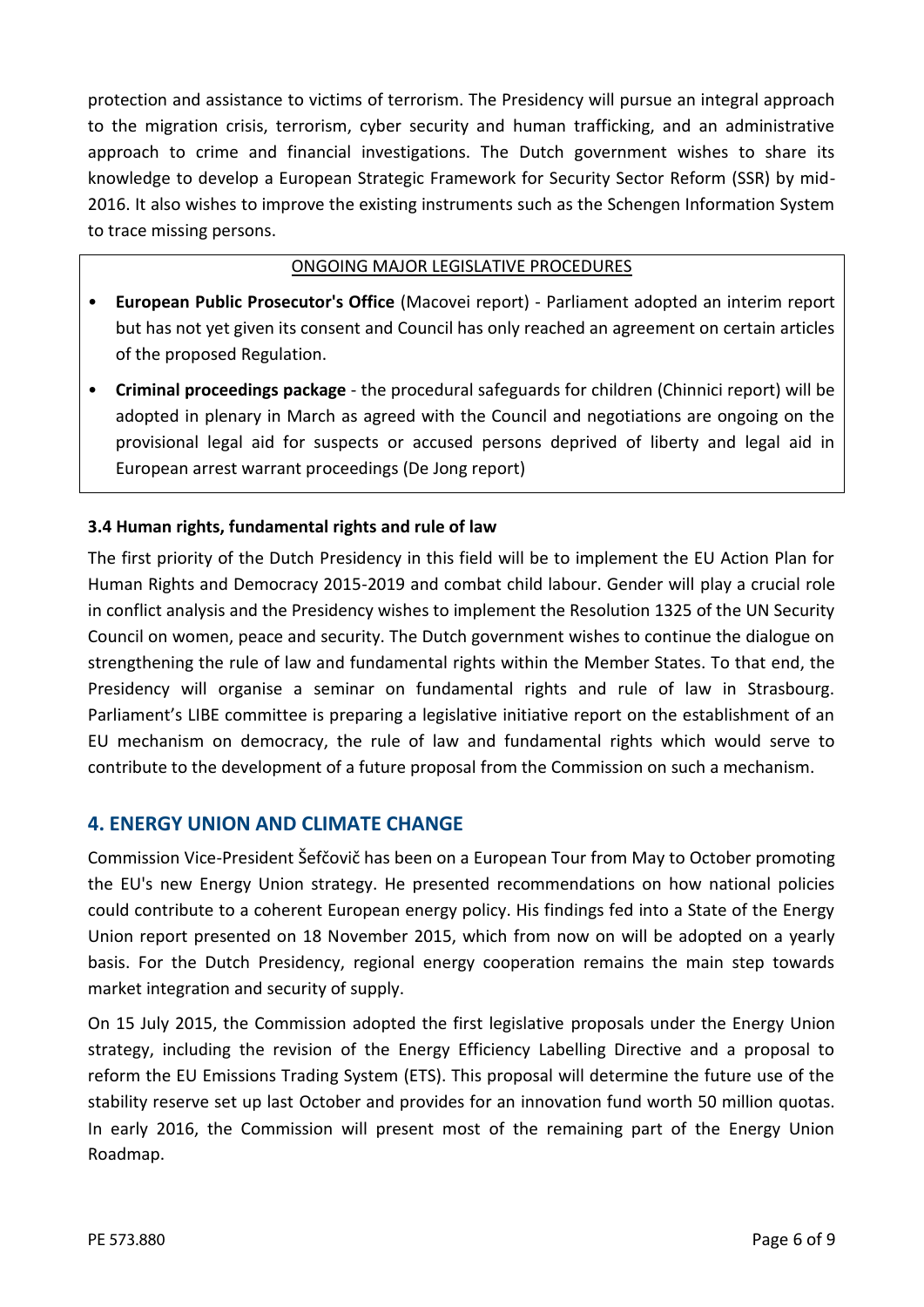protection and assistance to victims of terrorism. The Presidency will pursue an integral approach to the migration crisis, terrorism, cyber security and human trafficking, and an administrative approach to crime and financial investigations. The Dutch government wishes to share its knowledge to develop a European Strategic Framework for Security Sector Reform (SSR) by mid-2016. It also wishes to improve the existing instruments such as the Schengen Information System to trace missing persons.

<u>ONGOING MAJOR LEGISLATIVE PROCEDURES</u>

- **European Public Prosecutor's Office** (Macovei report) - Parliament adopted an interim report but has not yet given its consent and Council has only reached an agreement on certain articles of the proposed Regulation.
- **Criminal proceedings package** - the procedural safeguards for children (Chinnici report) will be adopted in plenary in March as agreed with the Council and negotiations are ongoing on the provisional legal aid for suspects or accused persons deprived of liberty and legal aid in European arrest warrant proceedings (De Jong report)

### 3.4 Human rights, fundamental rights and rule of law

The first priority of the Dutch Presidency in this field will be to implement the EU Action Plan for Human Rights and Democracy 2015-2019 and combat child labour. Gender will play a crucial role in conflict analysis and the Presidency wishes to implement the Resolution 1325 of the UN Security Council on women, peace and security. The Dutch government wishes to continue the dialogue on strengthening the rule of law and fundamental rights within the Member States. To that end, the Presidency will organise a seminar on fundamental rights and rule of law in Strasbourg. Parliament's LIBE committee is preparing a legislative initiative report on the establishment of an EU mechanism on democracy, the rule of law and fundamental rights which would serve to contribute to the development of a future proposal from the Commission on such a mechanism.

## 4. ENERGY UNION AND CLIMATE CHANGE

Commission Vice-President Šefčovič has been on a European Tour from May to October promoting the EU's new Energy Union strategy. He presented recommendations on how national policies could contribute to a coherent European energy policy. His findings fed into a State of the Energy Union report presented on 18 November 2015, which from now on will be adopted on a yearly basis. For the Dutch Presidency, regional energy cooperation remains the main step towards market integration and security of supply.

On 15 July 2015, the Commission adopted the first legislative proposals under the Energy Union strategy, including the revision of the Energy Efficiency Labelling Directive and a proposal to reform the EU Emissions Trading System (ETS). This proposal will determine the future use of the stability reserve set up last October and provides for an innovation fund worth 50 million quotas. In early 2016, the Commission will present most of the remaining part of the Energy Union Roadmap.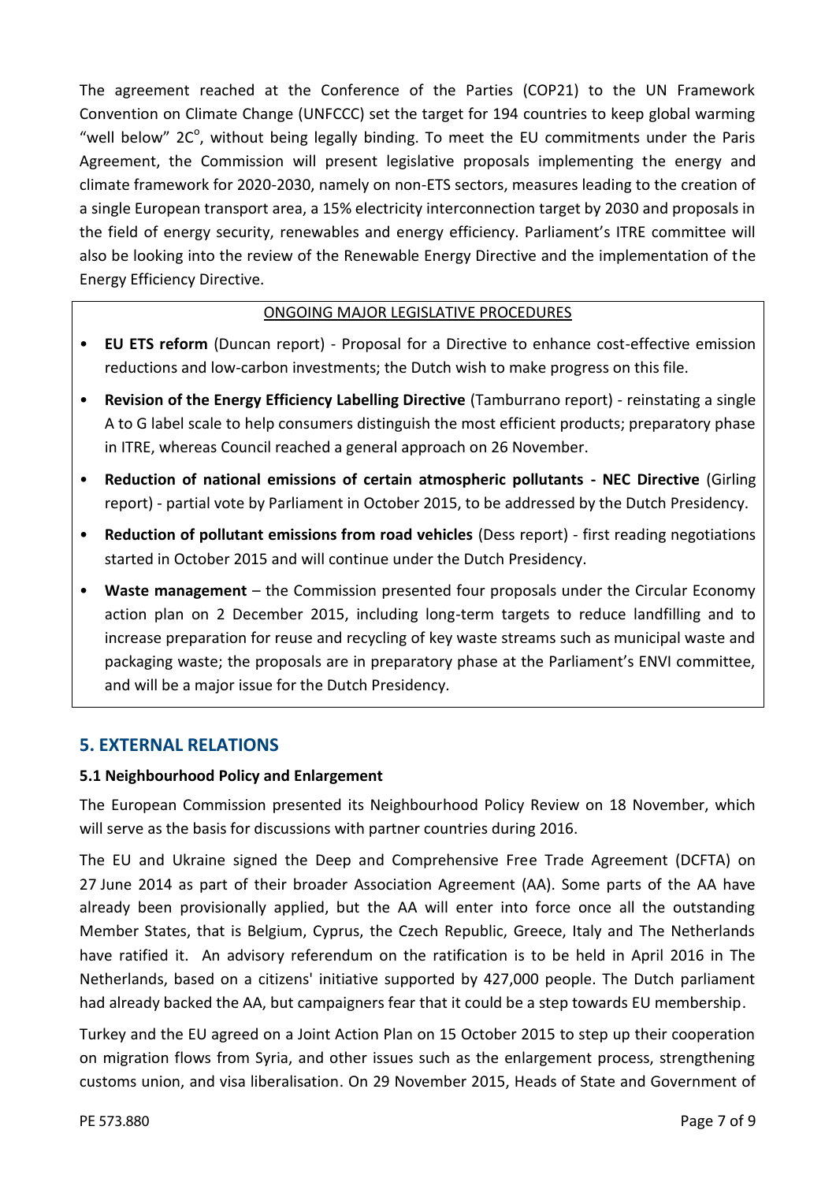The agreement reached at the Conference of the Parties (COP21) to the UN Framework Convention on Climate Change (UNFCCC) set the target for 194 countries to keep global warming "well below" 2C°, without being legally binding. To meet the EU commitments under the Paris Agreement, the Commission will present legislative proposals implementing the energy and climate framework for 2020-2030, namely on non-ETS sectors, measures leading to the creation of a single European transport area, a 15% electricity interconnection target by 2030 and proposals in the field of energy security, renewables and energy efficiency. Parliament's ITRE committee will also be looking into the review of the Renewable Energy Directive and the implementation of the Energy Efficiency Directive.

ONGOING MAJOR LEGISLATIVE PROCEDURES

- **EU ETS reform** (Duncan report) - Proposal for a Directive to enhance cost-effective emission reductions and low-carbon investments; the Dutch wish to make progress on this file.
- **Revision of the Energy Efficiency Labelling Directive** (Tamburrano report) - reinstating a single A to G label scale to help consumers distinguish the most efficient products; preparatory phase in ITRE, whereas Council reached a general approach on 26 November.
- **Reduction of national emissions of certain atmospheric pollutants - NEC Directive** (Girling report) - partial vote by Parliament in October 2015, to be addressed by the Dutch Presidency.
- **Reduction of pollutant emissions from road vehicles** (Dess report) - first reading negotiations started in October 2015 and will continue under the Dutch Presidency.
- **Waste management** – the Commission presented four proposals under the Circular Economy action plan on 2 December 2015, including long-term targets to reduce landfilling and to increase preparation for reuse and recycling of key waste streams such as municipal waste and packaging waste; the proposals are in preparatory phase at the Parliament's ENVI committee, and will be a major issue for the Dutch Presidency.

## 5. EXTERNAL RELATIONS

### 5.1 Neighbourhood Policy and Enlargement

The European Commission presented its Neighbourhood Policy Review on 18 November, which will serve as the basis for discussions with partner countries during 2016.

The EU and Ukraine signed the Deep and Comprehensive Free Trade Agreement (DCFTA) on 27 June 2014 as part of their broader Association Agreement (AA). Some parts of the AA have already been provisionally applied, but the AA will enter into force once all the outstanding Member States, that is Belgium, Cyprus, the Czech Republic, Greece, Italy and The Netherlands have ratified it. An advisory referendum on the ratification is to be held in April 2016 in The Netherlands, based on a citizens' initiative supported by 427,000 people. The Dutch parliament had already backed the AA, but campaigners fear that it could be a step towards EU membership.

Turkey and the EU agreed on a Joint Action Plan on 15 October 2015 to step up their cooperation on migration flows from Syria, and other issues such as the enlargement process, strengthening customs union, and visa liberalisation. On 29 November 2015, Heads of State and Government of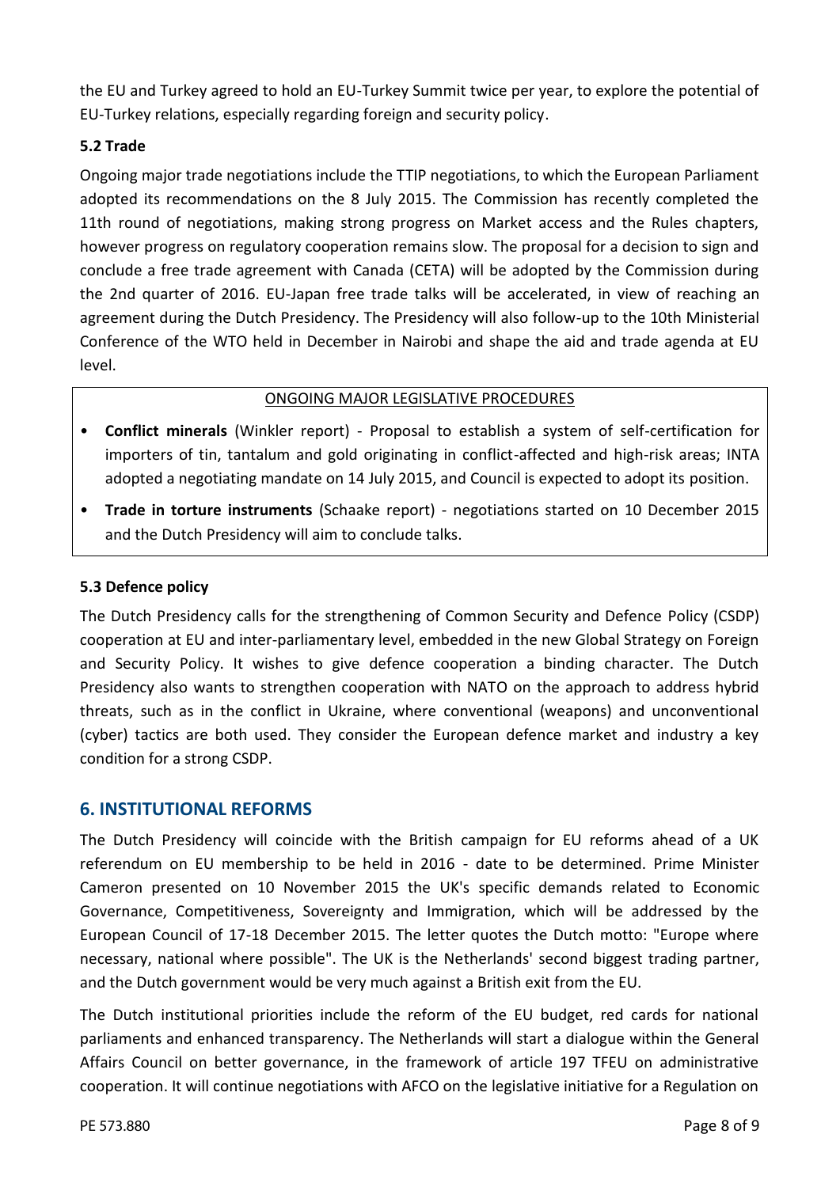the EU and Turkey agreed to hold an EU-Turkey Summit twice per year, to explore the potential of EU-Turkey relations, especially regarding foreign and security policy.

### 5.2 Trade

Ongoing major trade negotiations include the TTIP negotiations, to which the European Parliament adopted its recommendations on the 8 July 2015. The Commission has recently completed the 11th round of negotiations, making strong progress on Market access and the Rules chapters, however progress on regulatory cooperation remains slow. The proposal for a decision to sign and conclude a free trade agreement with Canada (CETA) will be adopted by the Commission during the 2nd quarter of 2016. EU-Japan free trade talks will be accelerated, in view of reaching an agreement during the Dutch Presidency. The Presidency will also follow-up to the 10th Ministerial Conference of the WTO held in December in Nairobi and shape the aid and trade agenda at EU level.

ONGOING MAJOR LEGISLATIVE PROCEDURES

- **Conflict minerals** (Winkler report) - Proposal to establish a system of self-certification for importers of tin, tantalum and gold originating in conflict-affected and high-risk areas; INTA adopted a negotiating mandate on 14 July 2015, and Council is expected to adopt its position.
- **Trade in torture instruments** (Schaake report) - negotiations started on 10 December 2015 and the Dutch Presidency will aim to conclude talks.

### 5.3 Defence policy

The Dutch Presidency calls for the strengthening of Common Security and Defence Policy (CSDP) cooperation at EU and inter-parliamentary level, embedded in the new Global Strategy on Foreign and Security Policy. It wishes to give defence cooperation a binding character. The Dutch Presidency also wants to strengthen cooperation with NATO on the approach to address hybrid threats, such as in the conflict in Ukraine, where conventional (weapons) and unconventional (cyber) tactics are both used. They consider the European defence market and industry a key condition for a strong CSDP.

## 6. INSTITUTIONAL REFORMS

The Dutch Presidency will coincide with the British campaign for EU reforms ahead of a UK referendum on EU membership to be held in 2016 - date to be determined. Prime Minister Cameron presented on 10 November 2015 the UK's specific demands related to Economic Governance, Competitiveness, Sovereignty and Immigration, which will be addressed by the European Council of 17-18 December 2015. The letter quotes the Dutch motto: "Europe where necessary, national where possible". The UK is the Netherlands' second biggest trading partner, and the Dutch government would be very much against a British exit from the EU.

The Dutch institutional priorities include the reform of the EU budget, red cards for national parliaments and enhanced transparency. The Netherlands will start a dialogue within the General Affairs Council on better governance, in the framework of article 197 TFEU on administrative cooperation. It will continue negotiations with AFCO on the legislative initiative for a Regulation on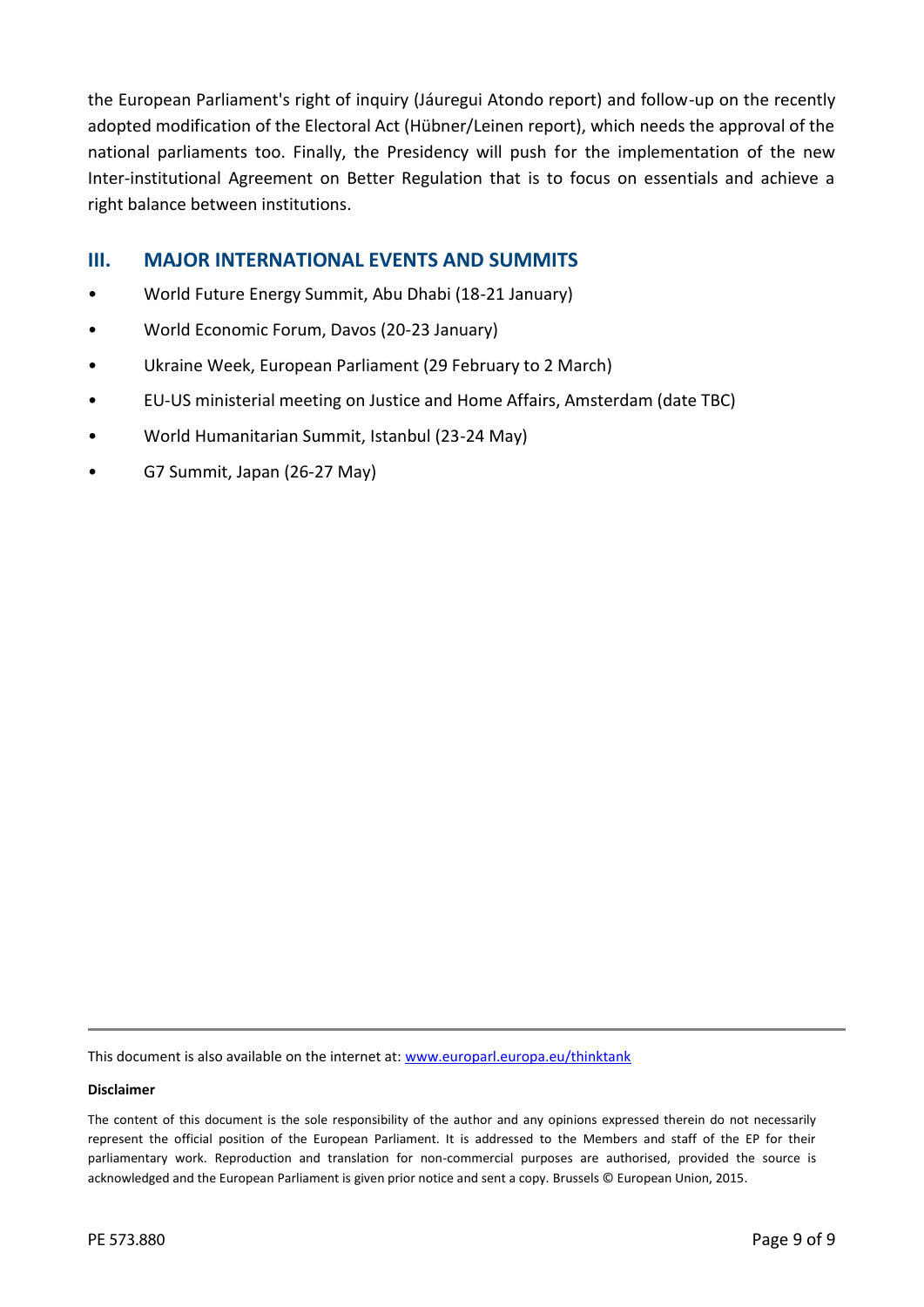the European Parliament's right of inquiry (Jáuregui Atondo report) and follow-up on the recently adopted modification of the Electoral Act (Hübner/Leinen report), which needs the approval of the national parliaments too. Finally, the Presidency will push for the implementation of the new Inter-institutional Agreement on Better Regulation that is to focus on essentials and achieve a right balance between institutions.

## III. MAJOR INTERNATIONAL EVENTS AND SUMMITS

- World Future Energy Summit, Abu Dhabi (18-21 January)
- World Economic Forum, Davos (20-23 January)
- Ukraine Week, European Parliament (29 February to 2 March)
- EU-US ministerial meeting on Justice and Home Affairs, Amsterdam (date TBC)
- World Humanitarian Summit, Istanbul (23-24 May)
- G7 Summit, Japan (26-27 May)

---

This document is also available on the internet at: [www.europarl.europa.eu/thinktank](www.europarl.europa.eu/thinktank)

**Disclaimer**

The content of this document is the sole responsibility of the author and any opinions expressed therein do not necessarily represent the official position of the European Parliament. It is addressed to the Members and staff of the EP for their parliamentary work. Reproduction and translation for non-commercial purposes are authorised, provided the source is acknowledged and the European Parliament is given prior notice and sent a copy. Brussels © European Union, 2015.

PE 573.880